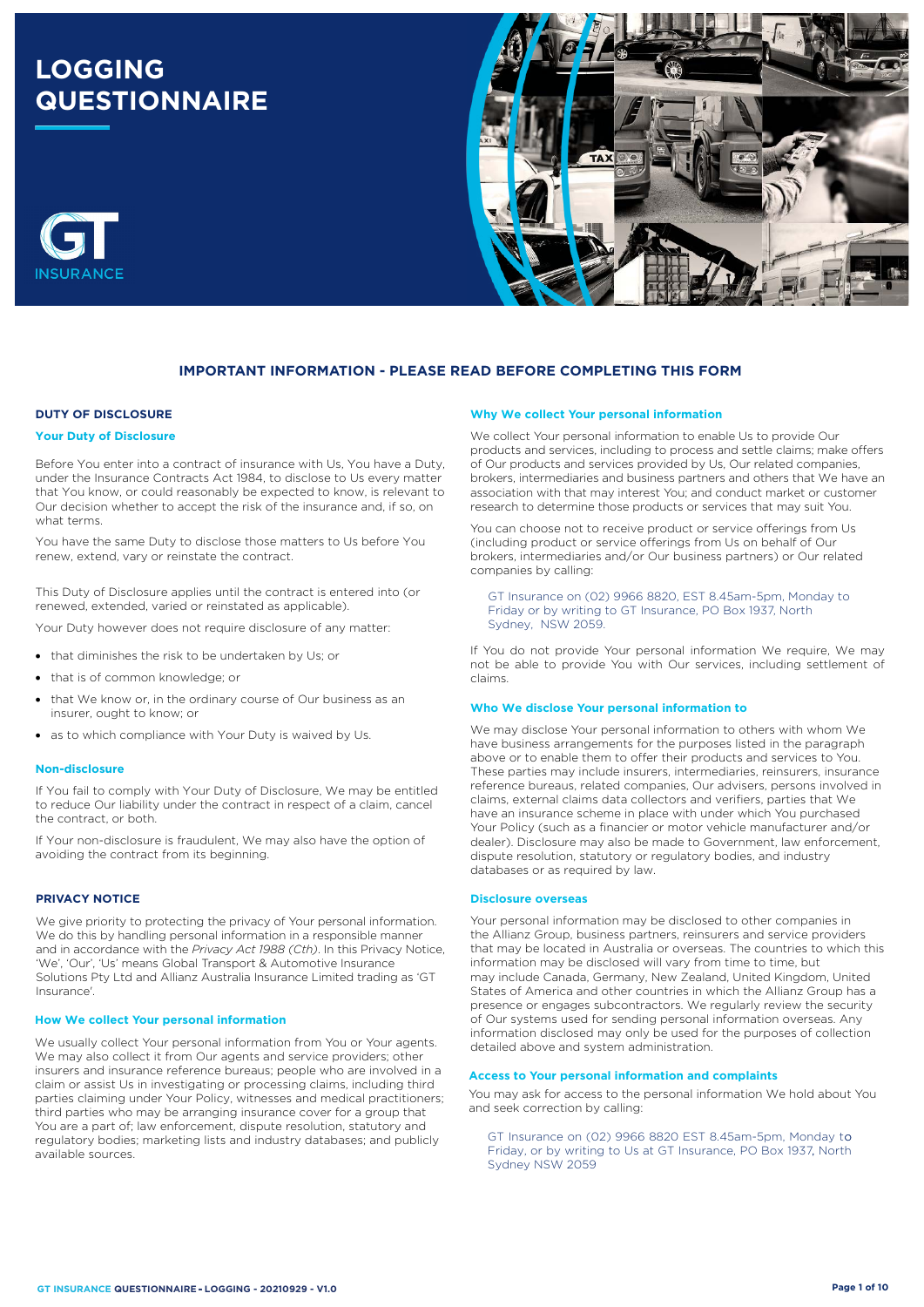# LOGGING QUESTIONNAIRE

GT INSURANCE

## IMPORTANT INFORMATION - PLEASE READ BEFORE COMPLETING THIS FORM

### DUTY OF DISCLOSURE

#### Your Duty of Disclosure

Before You enter into a contract of insurance with Us, You have a Duty, under the Insurance Contracts Act 1984, to disclose to Us every matter that You know, or could reasonably be expected to know, is relevant to Our decision whether to accept the risk of the insurance and, if so, on what terms.

You have the same Duty to disclose those matters to Us before You renew, extend, vary or reinstate the contract.

This Duty of Disclosure applies until the contract is entered into (or renewed, extended, varied or reinstated as applicable).

Your Duty however does not require disclosure of any matter:

- that diminishes the risk to be undertaken by Us; or
- that is of common knowledge; or
- that We know or, in the ordinary course of Our business as an insurer, ought to know; or
- as to which compliance with Your Duty is waived by Us.

#### Non-disclosure

If You fail to comply with Your Duty of Disclosure, We may be entitled to reduce Our liability under the contract in respect of a claim, cancel the contract, or both.

If Your non-disclosure is fraudulent, We may also have the option of avoiding the contract from its beginning.

### PRIVACY NOTICE

We give priority to protecting the privacy of Your personal information. We do this by handling personal information in a responsible manner and in accordance with the *Privacy Act 1988 (Cth)*. In this Privacy Notice, 'We', 'Our', 'Us' means Global Transport & Automotive Insurance Solutions Pty Ltd and Allianz Australia Insurance Limited trading as 'GT Insurance'.

#### How We collect Your personal information

We usually collect Your personal information from You or Your agents. We may also collect it from Our agents and service providers; other insurers and insurance reference bureaus; people who are involved in a claim or assist Us in investigating or processing claims, including third parties claiming under Your Policy, witnesses and medical practitioners; third parties who may be arranging insurance cover for a group that You are a part of; law enforcement, dispute resolution, statutory and regulatory bodies; marketing lists and industry databases; and publicly available sources.

#### Why We collect Your personal information

We collect Your personal information to enable Us to provide Our products and services, including to process and settle claims; make offers of Our products and services provided by Us, Our related companies, brokers, intermediaries and business partners and others that We have an association with that may interest You; and conduct market or customer research to determine those products or services that may suit You.

You can choose not to receive product or service offerings from Us (including product or service offerings from Us on behalf of Our brokers, intermediaries and/or Our business partners) or Our related companies by calling:

GT Insurance on (02) 9966 8820, EST 8.45am-5pm, Monday to Friday or by writing to GT Insurance, PO Box 1937, North Sydney, NSW 2059.

If You do not provide Your personal information We require, We may not be able to provide You with Our services, including settlement of claims.

#### Who We disclose Your personal information to

We may disclose Your personal information to others with whom We have business arrangements for the purposes listed in the paragraph above or to enable them to offer their products and services to You. These parties may include insurers, intermediaries, reinsurers, insurance reference bureaus, related companies, Our advisers, persons involved in claims, external claims data collectors and verifiers, parties that We have an insurance scheme in place with under which You purchased Your Policy (such as a financier or motor vehicle manufacturer and/or dealer). Disclosure may also be made to Government, law enforcement, dispute resolution, statutory or regulatory bodies, and industry databases or as required by law.

#### Disclosure overseas

Your personal information may be disclosed to other companies in the Allianz Group, business partners, reinsurers and service providers that may be located in Australia or overseas. The countries to which this information may be disclosed will vary from time to time, but may include Canada, Germany, New Zealand, United Kingdom, United States of America and other countries in which the Allianz Group has a presence or engages subcontractors. We regularly review the security of Our systems used for sending personal information overseas. Any information disclosed may only be used for the purposes of collection detailed above and system administration.

#### Access to Your personal information and complaints

You may ask for access to the personal information We hold about You and seek correction by calling:

GT Insurance on (02) 9966 8820 EST 8.45am-5pm, Monday to Friday, or by writing to Us at GT Insurance, PO Box 1937, North Sydney NSW 2059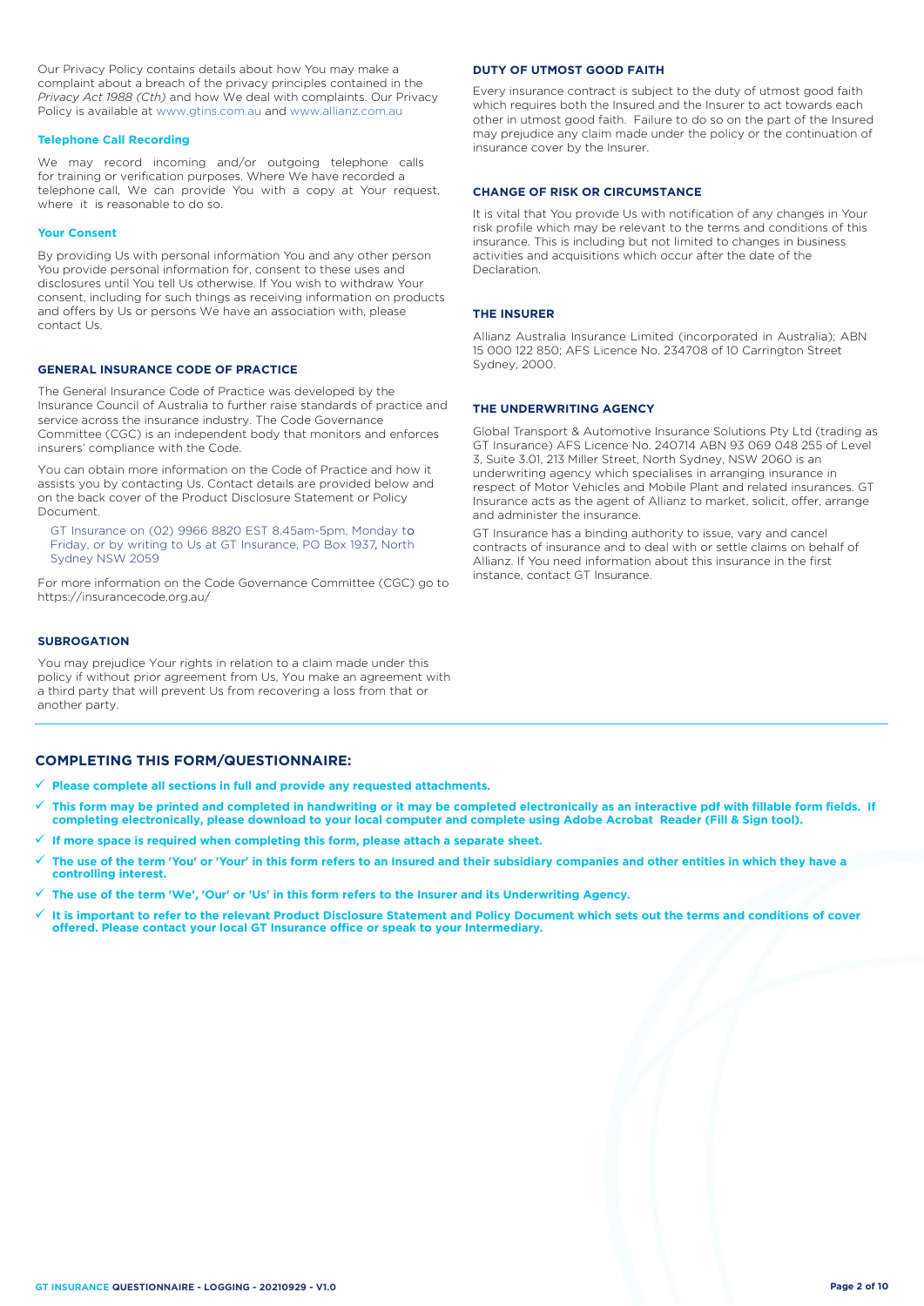Our Privacy Policy contains details about how You may make a complaint about a breach of the privacy principles contained in the *Privacy Act 1988 (Cth)* and how We deal with complaints. Our Privacy Policy is available at www.gtins.com.au and www.allianz.com.au

### Telephone Call Recording

We may record incoming and/or outgoing telephone calls for training or verification purposes. Where We have recorded a telephone call, We can provide You with a copy at Your request, where it is reasonable to do so.

### Your Consent

By providing Us with personal information You and any other person You provide personal information for, consent to these uses and disclosures until You tell Us otherwise. If You wish to withdraw Your consent, including for such things as receiving information on products and offers by Us or persons We have an association with, please contact Us.

## GENERAL INSURANCE CODE OF PRACTICE

The General Insurance Code of Practice was developed by the Insurance Council of Australia to further raise standards of practice and service across the insurance industry. The Code Governance Committee (CGC) is an independent body that monitors and enforces insurers' compliance with the Code.

You can obtain more information on the Code of Practice and how it assists you by contacting Us. Contact details are provided below and on the back cover of the Product Disclosure Statement or Policy Document.

GT Insurance on (02) 9966 8820 EST 8.45am-5pm, Monday to Friday, or by writing to Us at GT Insurance, PO Box 1937, North Sydney NSW 2059

For more information on the Code Governance Committee (CGC) go to https://insurancecode.org.au/

## SUBROGATION

You may prejudice Your rights in relation to a claim made under this policy if without prior agreement from Us, You make an agreement with a third party that will prevent Us from recovering a loss from that or another party.

## DUTY OF UTMOST GOOD FAITH

Every insurance contract is subject to the duty of utmost good faith which requires both the Insured and the Insurer to act towards each other in utmost good faith. Failure to do so on the part of the Insured may prejudice any claim made under the policy or the continuation of insurance cover by the Insurer.

## CHANGE OF RISK OR CIRCUMSTANCE

It is vital that You provide Us with notification of any changes in Your risk profile which may be relevant to the terms and conditions of this insurance. This is including but not limited to changes in business activities and acquisitions which occur after the date of the Declaration.

## THE INSURER

Allianz Australia Insurance Limited (incorporated in Australia); ABN 15 000 122 850; AFS Licence No. 234708 of 10 Carrington Street Sydney, 2000.

## THE UNDERWRITING AGENCY

Global Transport & Automotive Insurance Solutions Pty Ltd (trading as GT Insurance) AFS Licence No. 240714 ABN 93 069 048 255 of Level 3, Suite 3.01, 213 Miller Street, North Sydney, NSW 2060 is an underwriting agency which specialises in arranging insurance in respect of Motor Vehicles and Mobile Plant and related insurances. GT Insurance acts as the agent of Allianz to market, solicit, offer, arrange and administer the insurance.

GT Insurance has a binding authority to issue, vary and cancel contracts of insurance and to deal with or settle claims on behalf of Allianz. If You need information about this insurance in the first instance, contact GT Insurance.

## COMPLETING THIS FORM/QUESTIONNAIRE:

- ✓ **Please complete all sections in full and provide any requested attachments.**
- ✓ **This form may be printed and completed in handwriting or it may be completed electronically as an interactive pdf with fillable form fields. If completing electronically, please download to your local computer and complete using Adobe Acrobat Reader (Fill & Sign tool).**
- ✓ **If more space is required when completing this form, please attach a separate sheet.**
- ✓ **The use of the term 'You' or 'Your' in this form refers to an Insured and their subsidiary companies and other entities in which they have a controlling interest.**
- ✓ **The use of the term 'We', 'Our' or 'Us' in this form refers to the Insurer and its Underwriting Agency.**
- ✓ **It is important to refer to the relevant Product Disclosure Statement and Policy Document which sets out the terms and conditions of cover offered. Please contact your local GT Insurance office or speak to your Intermediary.**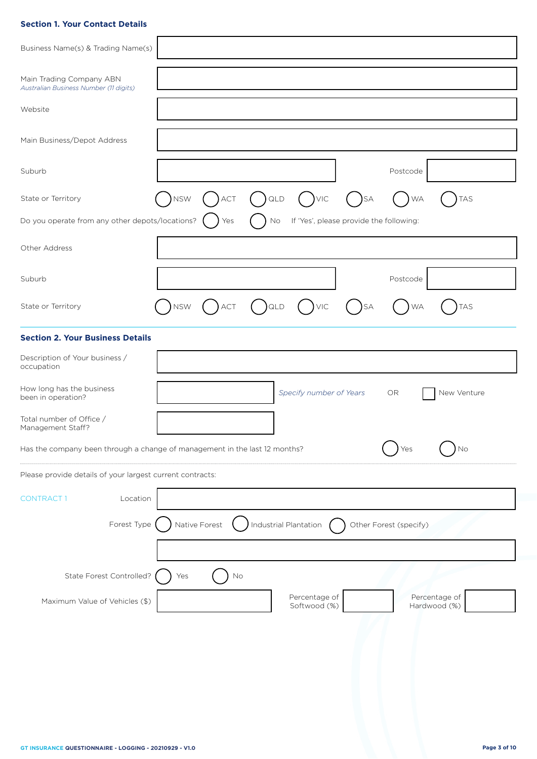## Section 1. Your Contact Details

Business Name(s) & Trading Name(s)

Main Trading Company ABN
*Australian Business Number (11 digits)*

Website

Main Business/Depot Address

Suburb | Postcode

State or Territory: ◯ NSW ◯ ACT ◯ QLD ◯ VIC ◯ SA ◯ WA ◯ TAS

Do you operate from any other depots/locations? ◯ Yes ◯ No — If 'Yes', please provide the following:

Other Address

Suburb | Postcode

State or Territory: ◯ NSW ◯ ACT ◯ QLD ◯ VIC ◯ SA ◯ WA ◯ TAS

## Section 2. Your Business Details

Description of Your business / occupation

How long has the business been in operation? *Specify number of Years* OR ☐ New Venture

Total number of Office / Management Staff?

Has the company been through a change of management in the last 12 months? ◯ Yes ◯ No

Please provide details of your largest current contracts:

CONTRACT 1

Location

Forest Type: ◯ Native Forest ◯ Industrial Plantation ◯ Other Forest (specify)

State Forest Controlled? ◯ Yes ◯ No

Maximum Value of Vehicles ($) | Percentage of Softwood (%) | Percentage of Hardwood (%)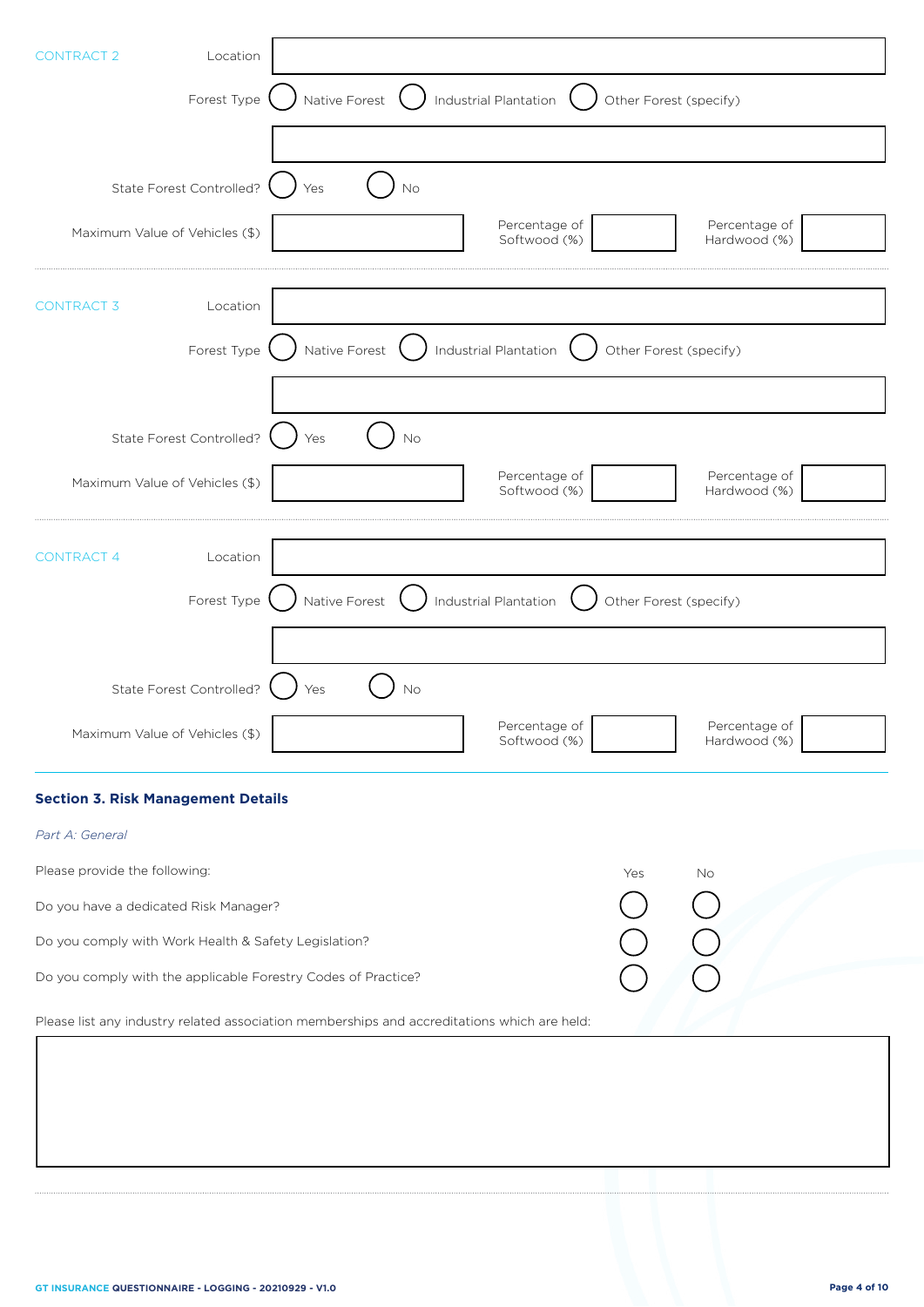**CONTRACT 2**

Location: 

Forest Type: ○ Native Forest ○ Industrial Plantation ○ Other Forest (specify)

State Forest Controlled? ○ Yes ○ No

Maximum Value of Vehicles ($): 

Percentage of Softwood (%): 

Percentage of Hardwood (%): 

---

**CONTRACT 3**

Location: 

Forest Type: ○ Native Forest ○ Industrial Plantation ○ Other Forest (specify)

State Forest Controlled? ○ Yes ○ No

Maximum Value of Vehicles ($): 

Percentage of Softwood (%): 

Percentage of Hardwood (%): 

---

**CONTRACT 4**

Location: 

Forest Type: ○ Native Forest ○ Industrial Plantation ○ Other Forest (specify)

State Forest Controlled? ○ Yes ○ No

Maximum Value of Vehicles ($): 

Percentage of Softwood (%): 

Percentage of Hardwood (%): 

---

## Section 3. Risk Management Details

*Part A: General*

Please provide the following:

| | Yes | No |
|---|---|---|
| Do you have a dedicated Risk Manager? | ○ | ○ |
| Do you comply with Work Health & Safety Legislation? | ○ | ○ |
| Do you comply with the applicable Forestry Codes of Practice? | ○ | ○ |

Please list any industry related association memberships and accreditations which are held: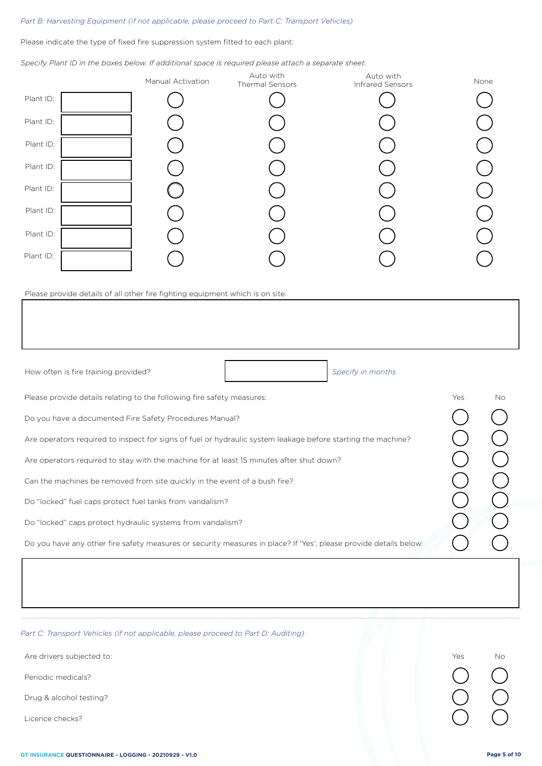*Part B: Harvesting Equipment (if not applicable, please proceed to Part C: Transport Vehicles)*

Please indicate the type of fixed fire suppression system fitted to each plant:

*Specify Plant ID in the boxes below. If additional space is required please attach a separate sheet.*

| | | Manual Activation | Auto with Thermal Sensors | Auto with Infrared Sensors | None |
|---|---|---|---|---|---|
| Plant ID: | | ◯ | ◯ | ◯ | ◯ |
| Plant ID: | | ◯ | ◯ | ◯ | ◯ |
| Plant ID: | | ◯ | ◯ | ◯ | ◯ |
| Plant ID: | | ◯ | ◯ | ◯ | ◯ |
| Plant ID: | | ◯ | ◯ | ◯ | ◯ |
| Plant ID: | | ◯ | ◯ | ◯ | ◯ |
| Plant ID: | | ◯ | ◯ | ◯ | ◯ |
| Plant ID: | | ◯ | ◯ | ◯ | ◯ |

Please provide details of all other fire fighting equipment which is on site:

| |
|---|
| |

How often is fire training provided? \_\_\_\_\_\_\_\_ *Specify in months*

| Please provide details relating to the following fire safety measures: | Yes | No |
|---|---|---|
| Do you have a documented Fire Safety Procedures Manual? | ◯ | ◯ |
| Are operators required to inspect for signs of fuel or hydraulic system leakage before starting the machine? | ◯ | ◯ |
| Are operators required to stay with the machine for at least 15 minutes after shut down? | ◯ | ◯ |
| Can the machines be removed from site quickly in the event of a bush fire? | ◯ | ◯ |
| Do "locked" fuel caps protect fuel tanks from vandalism? | ◯ | ◯ |
| Do "locked" caps protect hydraulic systems from vandalism? | ◯ | ◯ |
| Do you have any other fire safety measures or security measures in place? If 'Yes', please provide details below: | ◯ | ◯ |

| |
|---|
| |

*Part C: Transport Vehicles (if not applicable, please proceed to Part D: Auditing)*

| Are drivers subjected to: | Yes | No |
|---|---|---|
| Periodic medicals? | ◯ | ◯ |
| Drug & alcohol testing? | ◯ | ◯ |
| Licence checks? | ◯ | ◯ |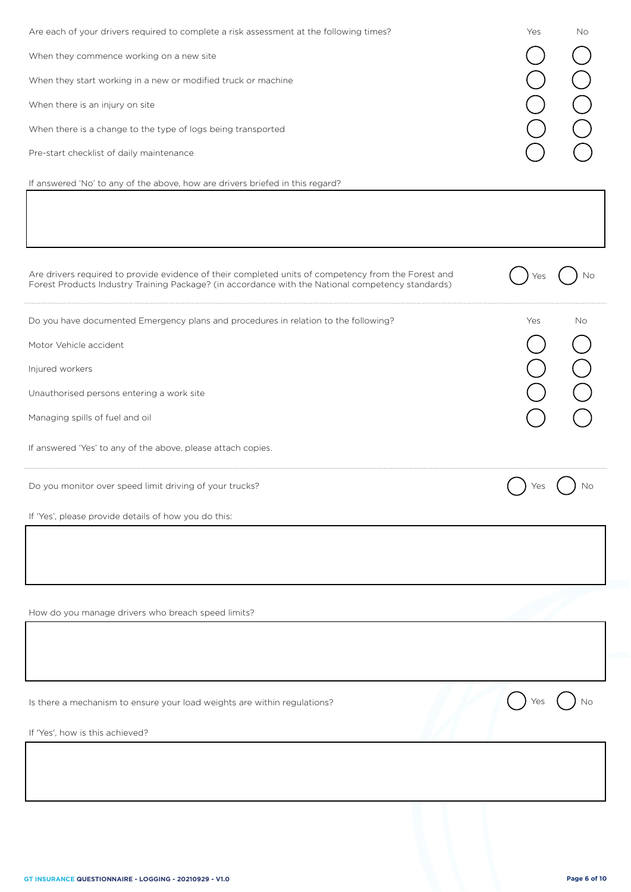| Are each of your drivers required to complete a risk assessment at the following times? | Yes | No |
| --- | --- | --- |
| When they commence working on a new site | ◯ | ◯ |
| When they start working in a new or modified truck or machine | ◯ | ◯ |
| When there is an injury on site | ◯ | ◯ |
| When there is a change to the type of logs being transported | ◯ | ◯ |
| Pre-start checklist of daily maintenance | ◯ | ◯ |

If answered 'No' to any of the above, how are drivers briefed in this regard?

&nbsp;

Are drivers required to provide evidence of their completed units of competency from the Forest and Forest Products Industry Training Package? (in accordance with the National competency standards) ◯ Yes ◯ No

| Do you have documented Emergency plans and procedures in relation to the following? | Yes | No |
| --- | --- | --- |
| Motor Vehicle accident | ◯ | ◯ |
| Injured workers | ◯ | ◯ |
| Unauthorised persons entering a work site | ◯ | ◯ |
| Managing spills of fuel and oil | ◯ | ◯ |

If answered 'Yes' to any of the above, please attach copies.

Do you monitor over speed limit driving of your trucks? ◯ Yes ◯ No

If 'Yes', please provide details of how you do this:

&nbsp;

How do you manage drivers who breach speed limits?

&nbsp;

Is there a mechanism to ensure your load weights are within regulations? ◯ Yes ◯ No

If 'Yes', how is this achieved?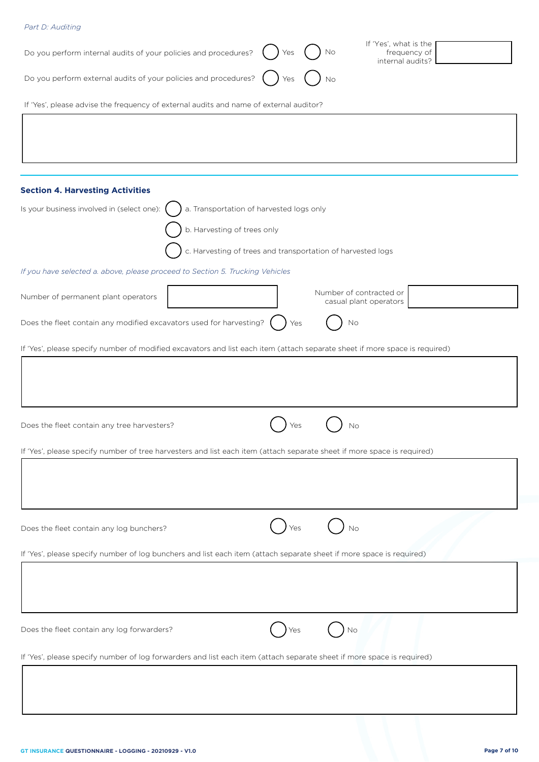*Part D: Auditing*

Do you perform internal audits of your policies and procedures? ◯ Yes ◯ No

If 'Yes', what is the frequency of internal audits?

Do you perform external audits of your policies and procedures? ◯ Yes ◯ No

If 'Yes', please advise the frequency of external audits and name of external auditor?

## Section 4. Harvesting Activities

Is your business involved in (select one):

◯ a. Transportation of harvested logs only

◯ b. Harvesting of trees only

◯ c. Harvesting of trees and transportation of harvested logs

*If you have selected a. above, please proceed to Section 5. Trucking Vehicles*

Number of permanent plant operators

Number of contracted or casual plant operators

Does the fleet contain any modified excavators used for harvesting? ◯ Yes ◯ No

If 'Yes', please specify number of modified excavators and list each item (attach separate sheet if more space is required)

Does the fleet contain any tree harvesters? ◯ Yes ◯ No

If 'Yes', please specify number of tree harvesters and list each item (attach separate sheet if more space is required)

Does the fleet contain any log bunchers? ◯ Yes ◯ No

If 'Yes', please specify number of log bunchers and list each item (attach separate sheet if more space is required)

Does the fleet contain any log forwarders? ◯ Yes ◯ No

If 'Yes', please specify number of log forwarders and list each item (attach separate sheet if more space is required)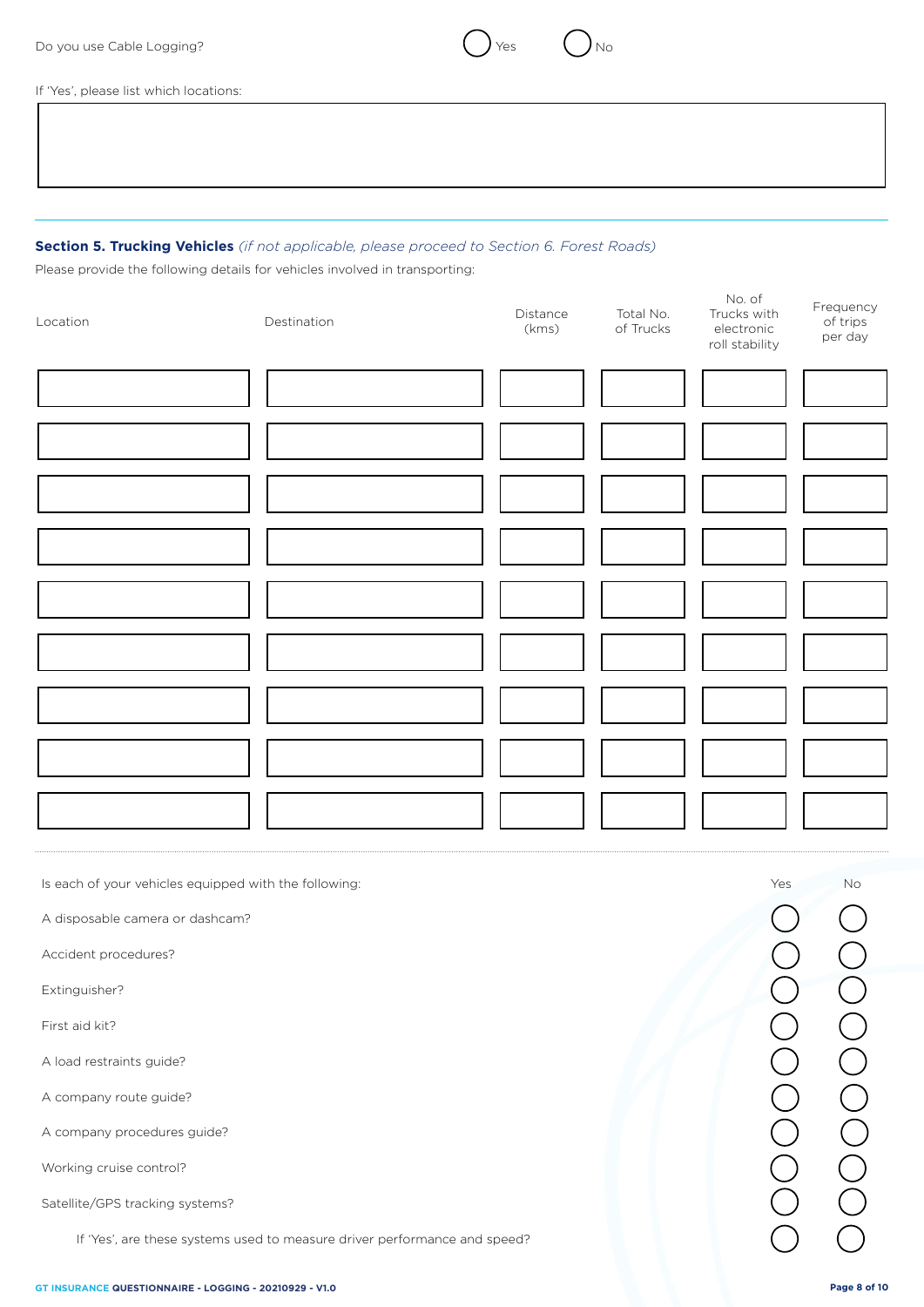Do you use Cable Logging? ( ) Yes ( ) No

If 'Yes', please list which locations:

| |
|---|
| |

## Section 5. Trucking Vehicles *(if not applicable, please proceed to Section 6. Forest Roads)*

Please provide the following details for vehicles involved in transporting:

| Location | Destination | Distance (kms) | Total No. of Trucks | No. of Trucks with electronic roll stability | Frequency of trips per day |
|---|---|---|---|---|---|
| | | | | | |
| | | | | | |
| | | | | | |
| | | | | | |
| | | | | | |
| | | | | | |
| | | | | | |
| | | | | | |
| | | | | | |

| Is each of your vehicles equipped with the following: | Yes | No |
|---|---|---|
| A disposable camera or dashcam? | ( ) | ( ) |
| Accident procedures? | ( ) | ( ) |
| Extinguisher? | ( ) | ( ) |
| First aid kit? | ( ) | ( ) |
| A load restraints guide? | ( ) | ( ) |
| A company route guide? | ( ) | ( ) |
| A company procedures guide? | ( ) | ( ) |
| Working cruise control? | ( ) | ( ) |
| Satellite/GPS tracking systems? | ( ) | ( ) |
| If 'Yes', are these systems used to measure driver performance and speed? | ( ) | ( ) |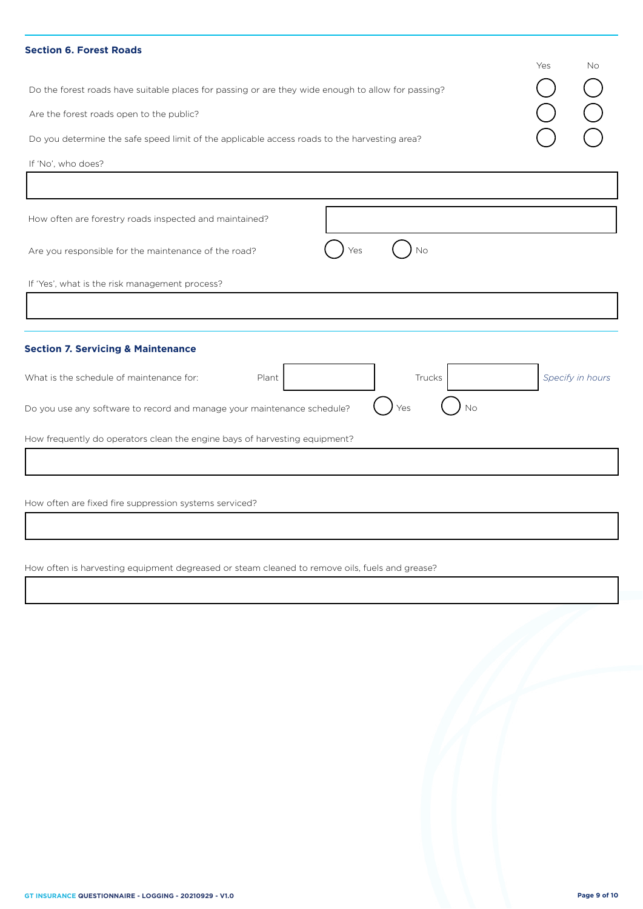## Section 6. Forest Roads

| | Yes | No |
|---|---|---|
| Do the forest roads have suitable places for passing or are they wide enough to allow for passing? | ◯ | ◯ |
| Are the forest roads open to the public? | ◯ | ◯ |
| Do you determine the safe speed limit of the applicable access roads to the harvesting area? | ◯ | ◯ |

If 'No', who does?

How often are forestry roads inspected and maintained?

Are you responsible for the maintenance of the road? ◯ Yes ◯ No

If 'Yes', what is the risk management process?

## Section 7. Servicing & Maintenance

What is the schedule of maintenance for: Plant ______ Trucks ______ *Specify in hours*

Do you use any software to record and manage your maintenance schedule? ◯ Yes ◯ No

How frequently do operators clean the engine bays of harvesting equipment?

How often are fixed fire suppression systems serviced?

How often is harvesting equipment degreased or steam cleaned to remove oils, fuels and grease?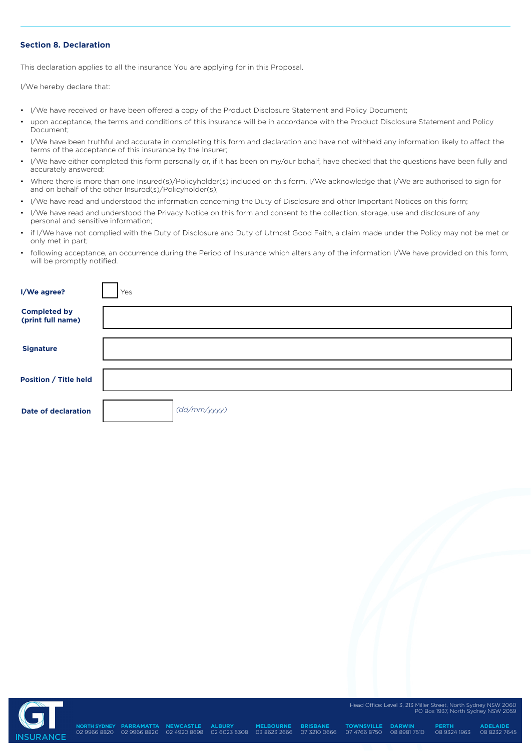## Section 8. Declaration

This declaration applies to all the insurance You are applying for in this Proposal.

I/We hereby declare that:

- I/We have received or have been offered a copy of the Product Disclosure Statement and Policy Document;
- upon acceptance, the terms and conditions of this insurance will be in accordance with the Product Disclosure Statement and Policy Document;
- I/We have been truthful and accurate in completing this form and declaration and have not withheld any information likely to affect the terms of the acceptance of this insurance by the Insurer;
- I/We have either completed this form personally or, if it has been on my/our behalf, have checked that the questions have been fully and accurately answered;
- Where there is more than one Insured(s)/Policyholder(s) included on this form, I/We acknowledge that I/We are authorised to sign for and on behalf of the other Insured(s)/Policyholder(s);
- I/We have read and understood the information concerning the Duty of Disclosure and other Important Notices on this form;
- I/We have read and understood the Privacy Notice on this form and consent to the collection, storage, use and disclosure of any personal and sensitive information;
- if I/We have not complied with the Duty of Disclosure and Duty of Utmost Good Faith, a claim made under the Policy may not be met or only met in part;
- following acceptance, an occurrence during the Period of Insurance which alters any of the information I/We have provided on this form, will be promptly notified.

| | |
|---|---|
| **I/We agree?** | ☐ Yes |
| **Completed by (print full name)** | |
| **Signature** | |
| **Position / Title held** | |
| **Date of declaration** | *(dd/mm/yyyy)* |

Head Office: Level 3, 213 Miller Street, North Sydney NSW 2060
PO Box 1937, North Sydney NSW 2059

GT INSURANCE

| NORTH SYDNEY | PARRAMATTA | NEWCASTLE | ALBURY | MELBOURNE | BRISBANE | TOWNSVILLE | DARWIN | PERTH | ADELAIDE |
|---|---|---|---|---|---|---|---|---|---|
| 02 9966 8820 | 02 9966 8820 | 02 4920 8698 | 02 6023 5308 | 03 8623 2666 | 07 3210 0666 | 07 4766 8750 | 08 8981 7510 | 08 9324 1963 | 08 8232 7645 |